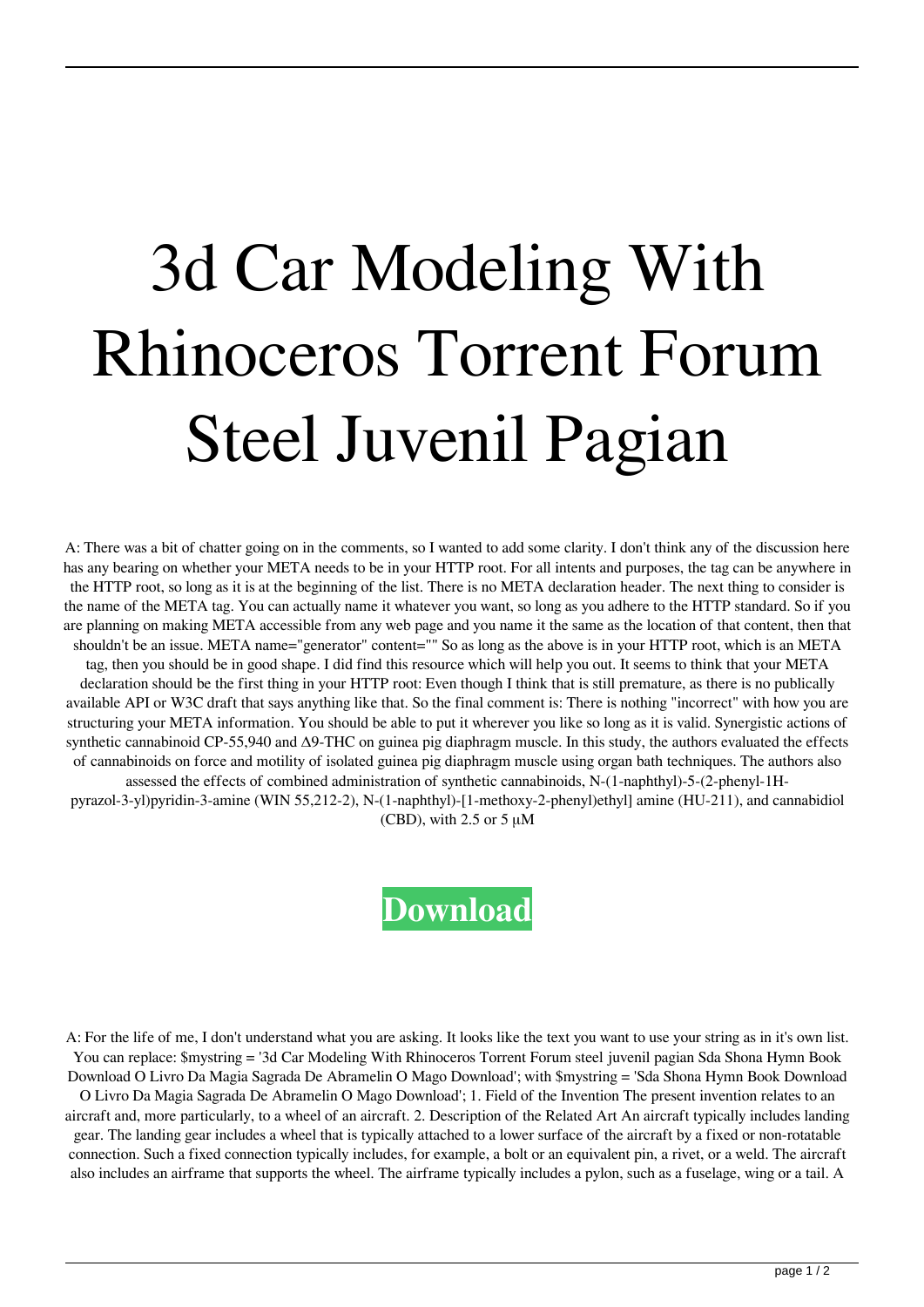# 3d Car Modeling With Rhinoceros Torrent Forum Steel Juvenil Pagian

A: There was a bit of chatter going on in the comments, so I wanted to add some clarity. I don't think any of the discussion here has any bearing on whether your META needs to be in your HTTP root. For all intents and purposes, the tag can be anywhere in the HTTP root, so long as it is at the beginning of the list. There is no META declaration header. The next thing to consider is the name of the META tag. You can actually name it whatever you want, so long as you adhere to the HTTP standard. So if you are planning on making META accessible from any web page and you name it the same as the location of that content, then that shouldn't be an issue. META name="generator" content="" So as long as the above is in your HTTP root, which is an META tag, then you should be in good shape. I did find this resource which will help you out. It seems to think that your META declaration should be the first thing in your HTTP root: Even though I think that is still premature, as there is no publically available API or W3C draft that says anything like that. So the final comment is: There is nothing "incorrect" with how you are structuring your META information. You should be able to put it wherever you like so long as it is valid. Synergistic actions of synthetic cannabinoid CP-55,940 and Δ9-THC on guinea pig diaphragm muscle. In this study, the authors evaluated the effects of cannabinoids on force and motility of isolated guinea pig diaphragm muscle using organ bath techniques. The authors also assessed the effects of combined administration of synthetic cannabinoids, N-(1-naphthyl)-5-(2-phenyl-1H-pyrazol-3-yl)pyridin-3-amine (WIN 55,212-2), N-(1-naphthyl)-[1-methoxy-2-phenyl)ethyl] amine (HU-211), and cannabidiol (CBD), with 2.5 or 5 μM

**Download**

A: For the life of me, I don't understand what you are asking. It looks like the text you want to use your string as in it's own list. You can replace: $mystring = '3d Car Modeling With Rhinoceros Torrent Forum steel juvenil pagian Sda Shona Hymn Book Download O Livro Da Magia Sagrada De Abramelin O Mago Download'; with $mystring = 'Sda Shona Hymn Book Download O Livro Da Magia Sagrada De Abramelin O Mago Download'; 1. Field of the Invention The present invention relates to an aircraft and, more particularly, to a wheel of an aircraft. 2. Description of the Related Art An aircraft typically includes landing gear. The landing gear includes a wheel that is typically attached to a lower surface of the aircraft by a fixed or non-rotatable connection. Such a fixed connection typically includes, for example, a bolt or an equivalent pin, a rivet, or a weld. The aircraft also includes an airframe that supports the wheel. The airframe typically includes a pylon, such as a fuselage, wing or a tail. A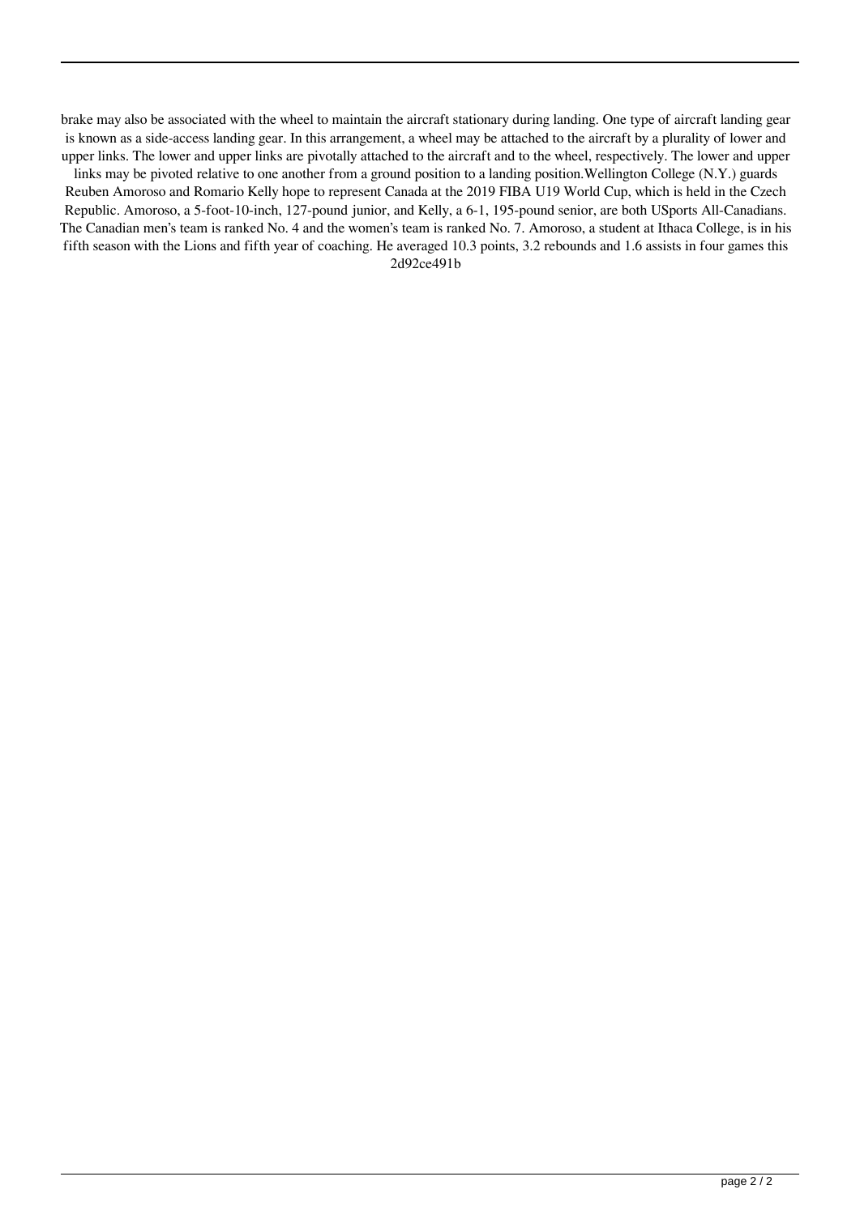brake may also be associated with the wheel to maintain the aircraft stationary during landing. One type of aircraft landing gear is known as a side-access landing gear. In this arrangement, a wheel may be attached to the aircraft by a plurality of lower and upper links. The lower and upper links are pivotally attached to the aircraft and to the wheel, respectively. The lower and upper links may be pivoted relative to one another from a ground position to a landing position.Wellington College (N.Y.) guards Reuben Amoroso and Romario Kelly hope to represent Canada at the 2019 FIBA U19 World Cup, which is held in the Czech Republic. Amoroso, a 5-foot-10-inch, 127-pound junior, and Kelly, a 6-1, 195-pound senior, are both USports All-Canadians. The Canadian men's team is ranked No. 4 and the women's team is ranked No. 7. Amoroso, a student at Ithaca College, is in his fifth season with the Lions and fifth year of coaching. He averaged 10.3 points, 3.2 rebounds and 1.6 assists in four games this

2d92ce491b